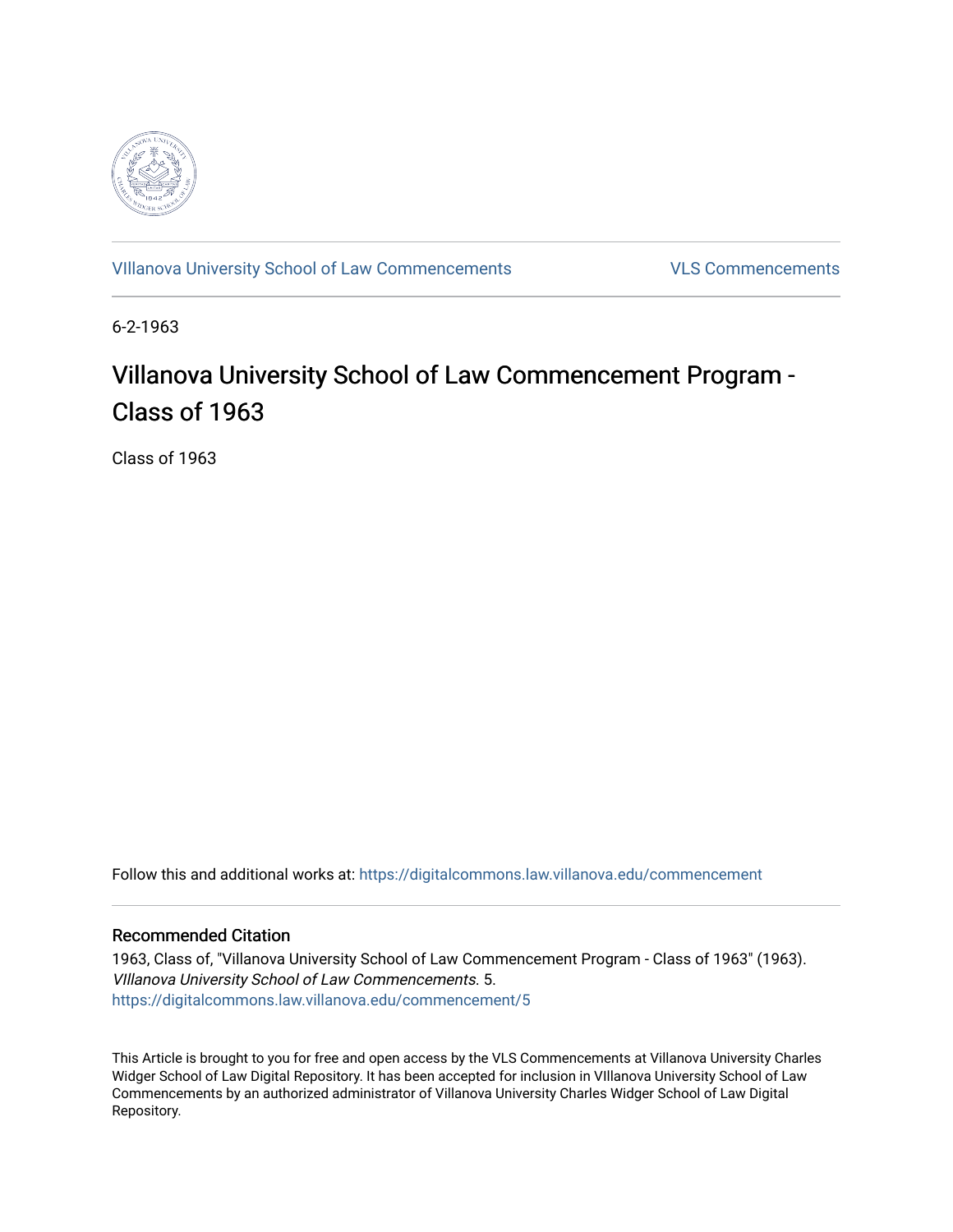VIllanova University School of Law Commencements

VLS Commencements

6-2-1963

# Villanova University School of Law Commencement Program - Class of 1963

Class of 1963

Follow this and additional works at: https://digitalcommons.law.villanova.edu/commencement

## Recommended Citation

1963, Class of, "Villanova University School of Law Commencement Program - Class of 1963" (1963). *VIllanova University School of Law Commencements*. 5.
https://digitalcommons.law.villanova.edu/commencement/5

This Article is brought to you for free and open access by the VLS Commencements at Villanova University Charles Widger School of Law Digital Repository. It has been accepted for inclusion in VIllanova University School of Law Commencements by an authorized administrator of Villanova University Charles Widger School of Law Digital Repository.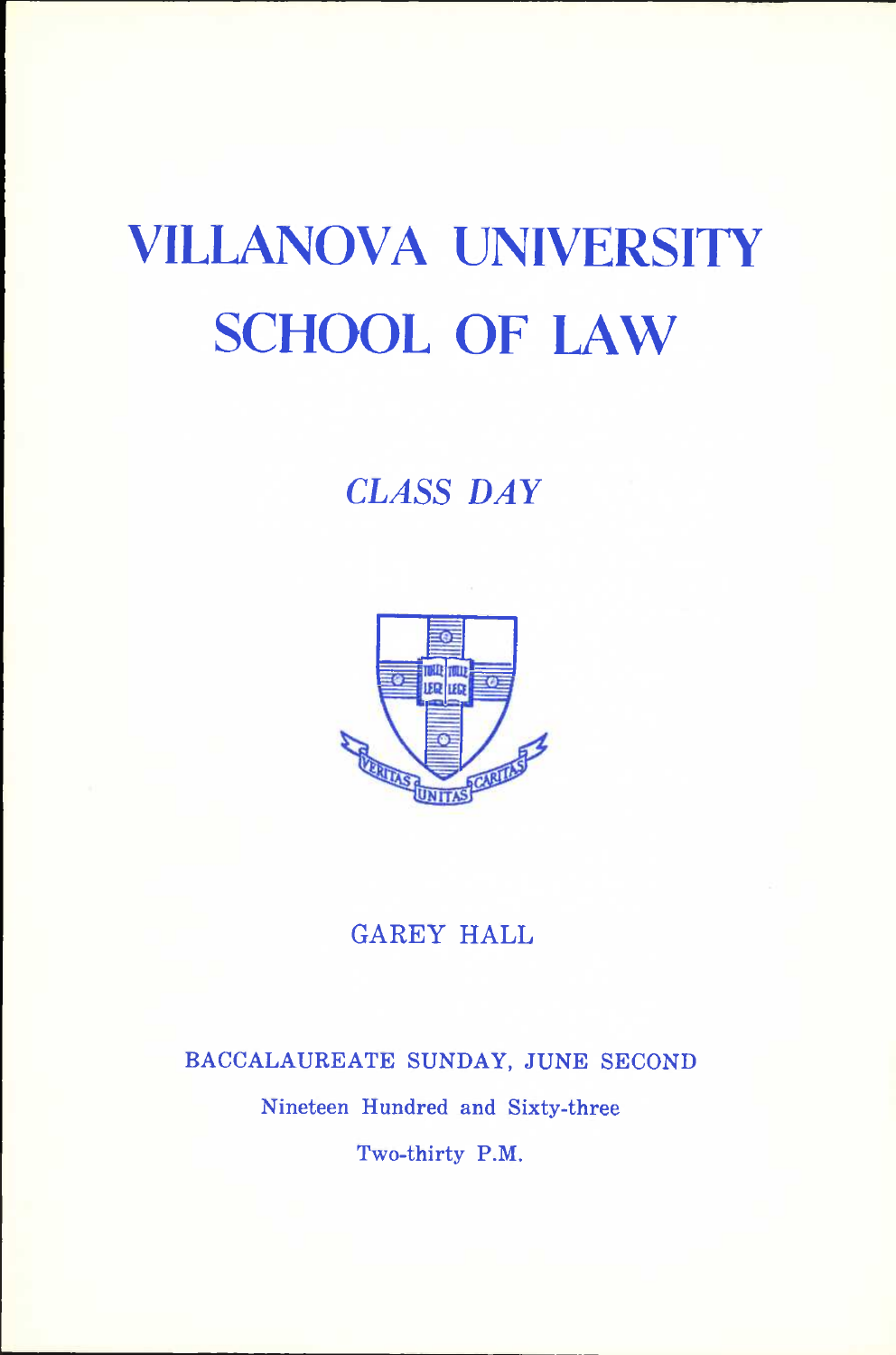# VILLANOVA UNIVERSITY SCHOOL OF LAW

## *CLASS DAY*

GAREY HALL

BACCALAUREATE SUNDAY, JUNE SECOND

Nineteen Hundred and Sixty-three

Two-thirty P.M.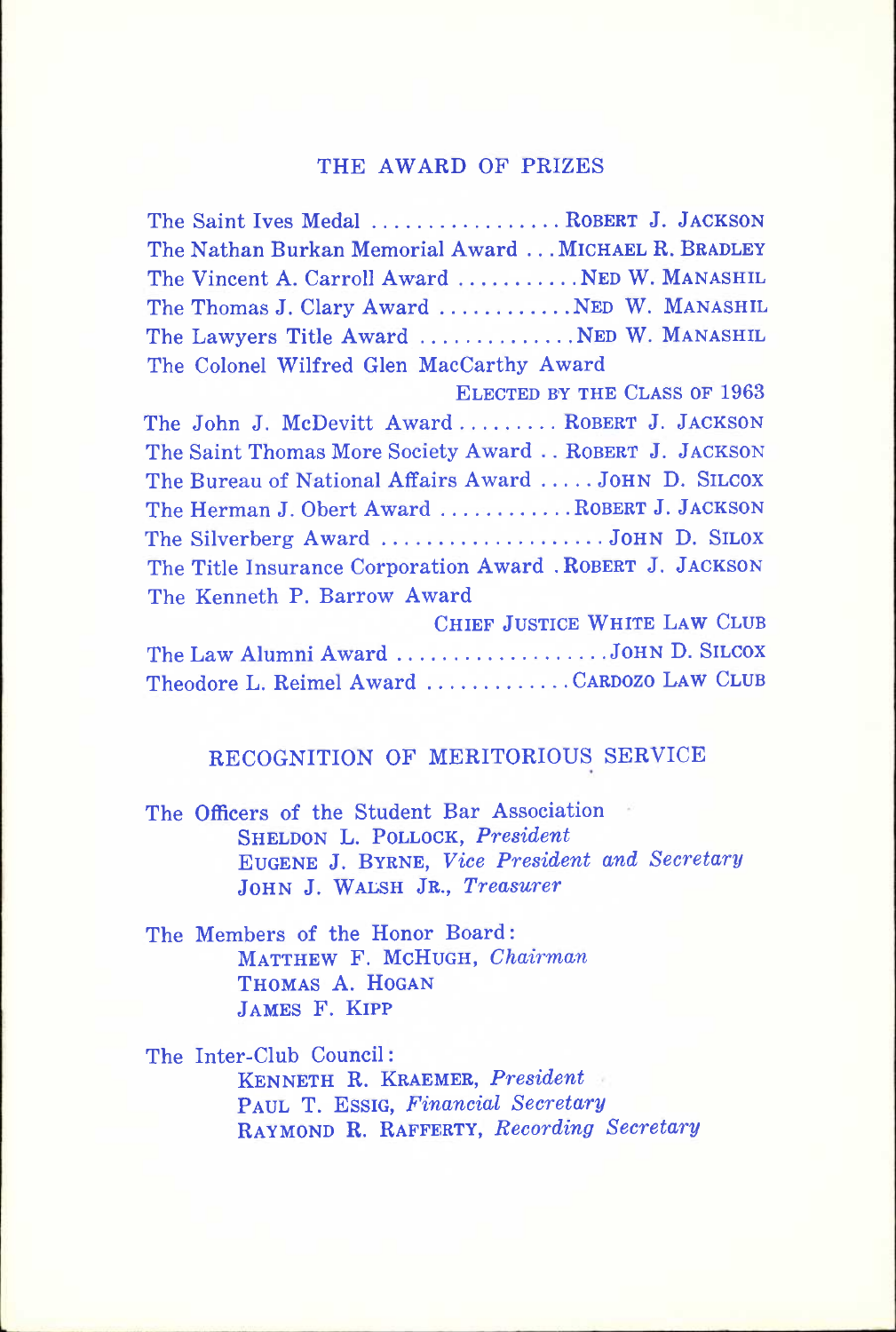## THE AWARD OF PRIZES

The Saint Ives Medal .................. ROBERT J. JACKSON
The Nathan Burkan Memorial Award . . . MICHAEL R. BRADLEY
The Vincent A. Carroll Award ........... NED W. MANASHIL
The Thomas J. Clary Award ............ NED W. MANASHIL
The Lawyers Title Award .............. NED W. MANASHIL
The Colonel Wilfred Glen MacCarthy Award
ELECTED BY THE CLASS OF 1963
The John J. McDevitt Award .......... ROBERT J. JACKSON
The Saint Thomas More Society Award . . ROBERT J. JACKSON
The Bureau of National Affairs Award ..... JOHN D. SILCOX
The Herman J. Obert Award ............ ROBERT J. JACKSON
The Silverberg Award ..................... JOHN D. SILOX
The Title Insurance Corporation Award . ROBERT J. JACKSON
The Kenneth P. Barrow Award
CHIEF JUSTICE WHITE LAW CLUB
The Law Alumni Award .................... JOHN D. SILCOX
Theodore L. Reimel Award ............. CARDOZO LAW CLUB

## RECOGNITION OF MERITORIOUS SERVICE

The Officers of the Student Bar Association
SHELDON L. POLLOCK, *President*
EUGENE J. BYRNE, *Vice President and Secretary*
JOHN J. WALSH JR., *Treasurer*

The Members of the Honor Board:
MATTHEW F. MCHUGH, *Chairman*
THOMAS A. HOGAN
JAMES F. KIPP

The Inter-Club Council:
KENNETH R. KRAEMER, *President*
PAUL T. ESSIG, *Financial Secretary*
RAYMOND R. RAFFERTY, *Recording Secretary*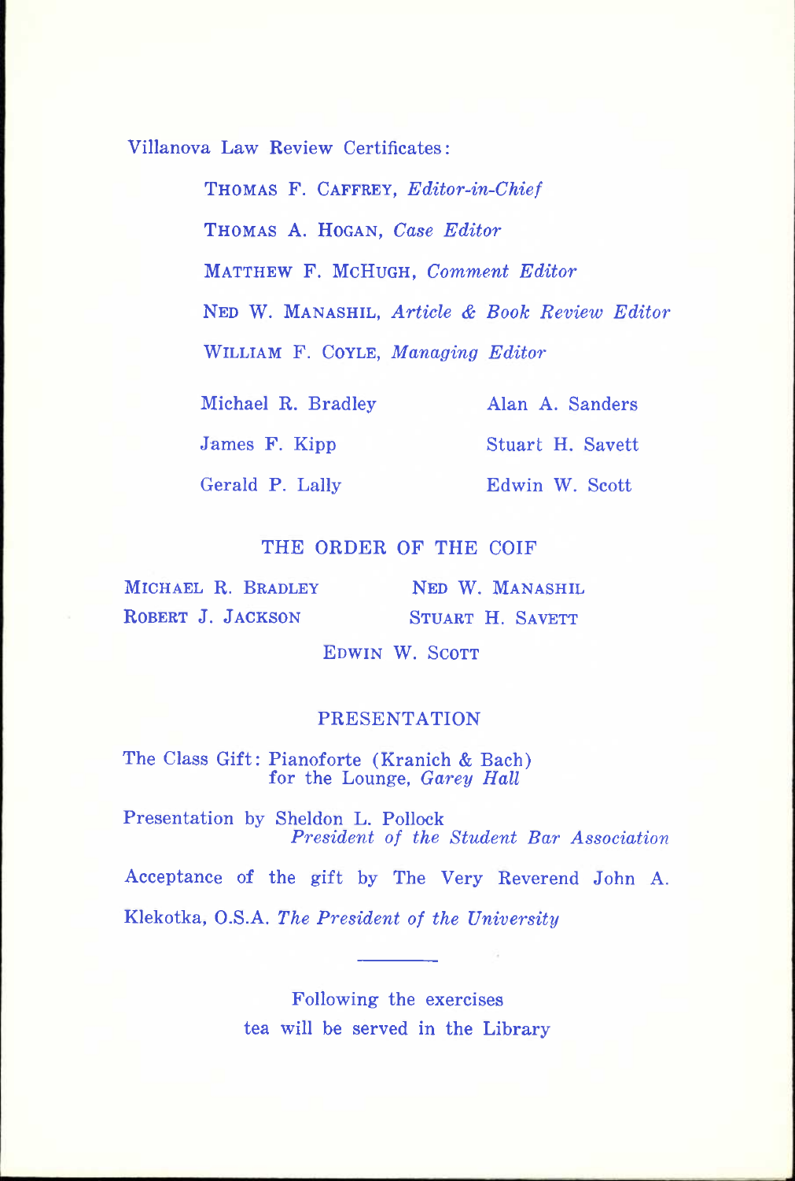Villanova Law Review Certificates:

THOMAS F. CAFFREY, *Editor-in-Chief*

THOMAS A. HOGAN, *Case Editor*

MATTHEW F. MCHUGH, *Comment Editor*

NED W. MANASHIL, *Article & Book Review Editor*

WILLIAM F. COYLE, *Managing Editor*

Michael R. Bradley

James F. Kipp

Gerald P. Lally

Alan A. Sanders

Stuart H. Savett

Edwin W. Scott

## THE ORDER OF THE COIF

MICHAEL R. BRADLEY

ROBERT J. JACKSON

NED W. MANASHIL

STUART H. SAVETT

EDWIN W. SCOTT

## PRESENTATION

The Class Gift: Pianoforte (Kranich & Bach) for the Lounge, *Garey Hall*

Presentation by Sheldon L. Pollock
*President of the Student Bar Association*

Acceptance of the gift by The Very Reverend John A. Klekotka, O.S.A. *The President of the University*

---

Following the exercises
tea will be served in the Library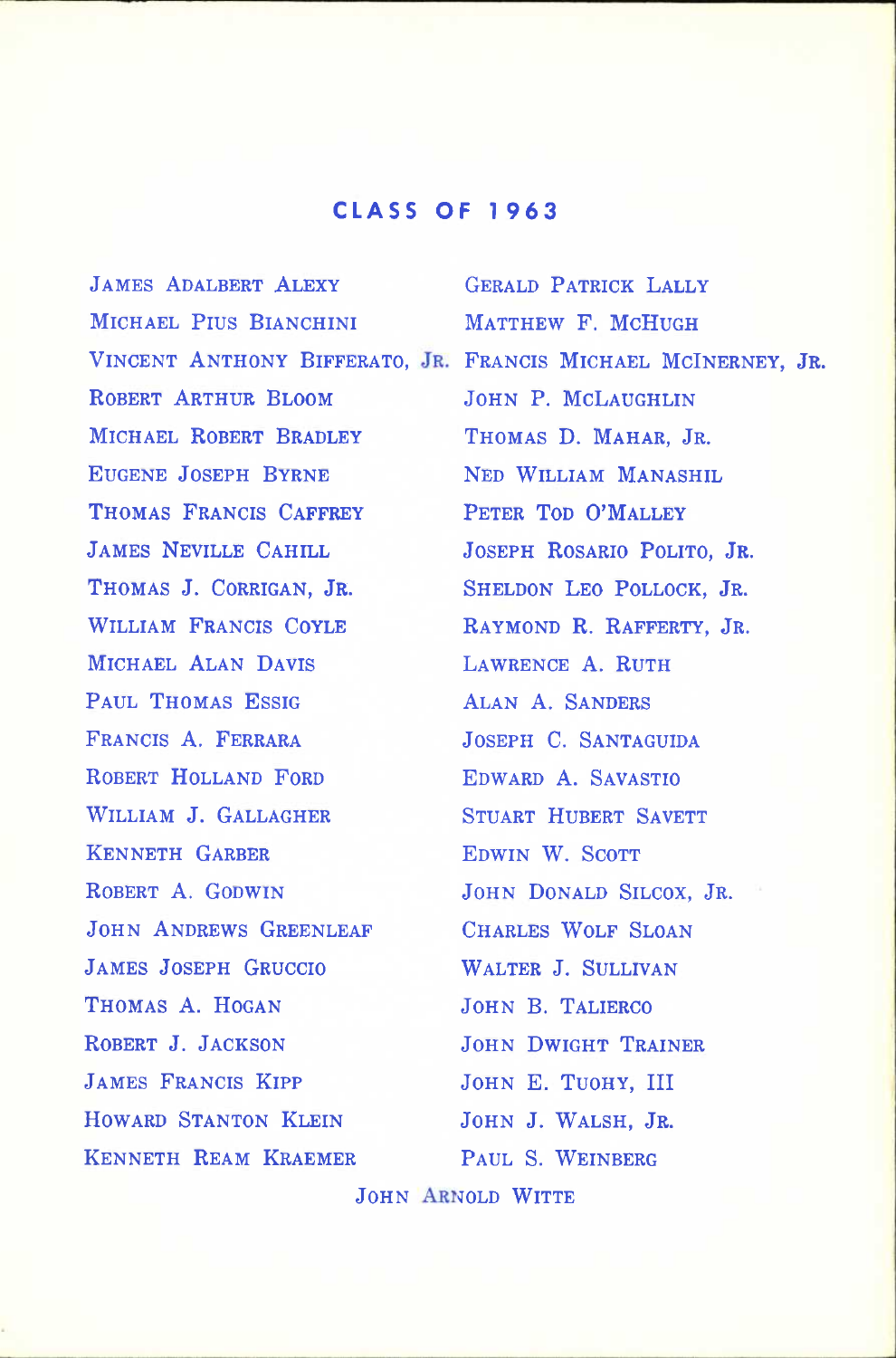## CLASS OF 1963

James Adalbert Alexy
Michael Pius Bianchini
Vincent Anthony Bifferato, Jr.
Robert Arthur Bloom
Michael Robert Bradley
Eugene Joseph Byrne
Thomas Francis Caffrey
James Neville Cahill
Thomas J. Corrigan, Jr.
William Francis Coyle
Michael Alan Davis
Paul Thomas Essig
Francis A. Ferrara
Robert Holland Ford
William J. Gallagher
Kenneth Garber
Robert A. Godwin
John Andrews Greenleaf
James Joseph Gruccio
Thomas A. Hogan
Robert J. Jackson
James Francis Kipp
Howard Stanton Klein
Kenneth Ream Kraemer
Gerald Patrick Lally
Matthew F. McHugh
Francis Michael McInerney, Jr.
John P. McLaughlin
Thomas D. Mahar, Jr.
Ned William Manashil
Peter Tod O'Malley
Joseph Rosario Polito, Jr.
Sheldon Leo Pollock, Jr.
Raymond R. Rafferty, Jr.
Lawrence A. Ruth
Alan A. Sanders
Joseph C. Santaguida
Edward A. Savastio
Stuart Hubert Savett
Edwin W. Scott
John Donald Silcox, Jr.
Charles Wolf Sloan
Walter J. Sullivan
John B. Talierco
John Dwight Trainer
John E. Tuohy, III
John J. Walsh, Jr.
Paul S. Weinberg
John Arnold Witte